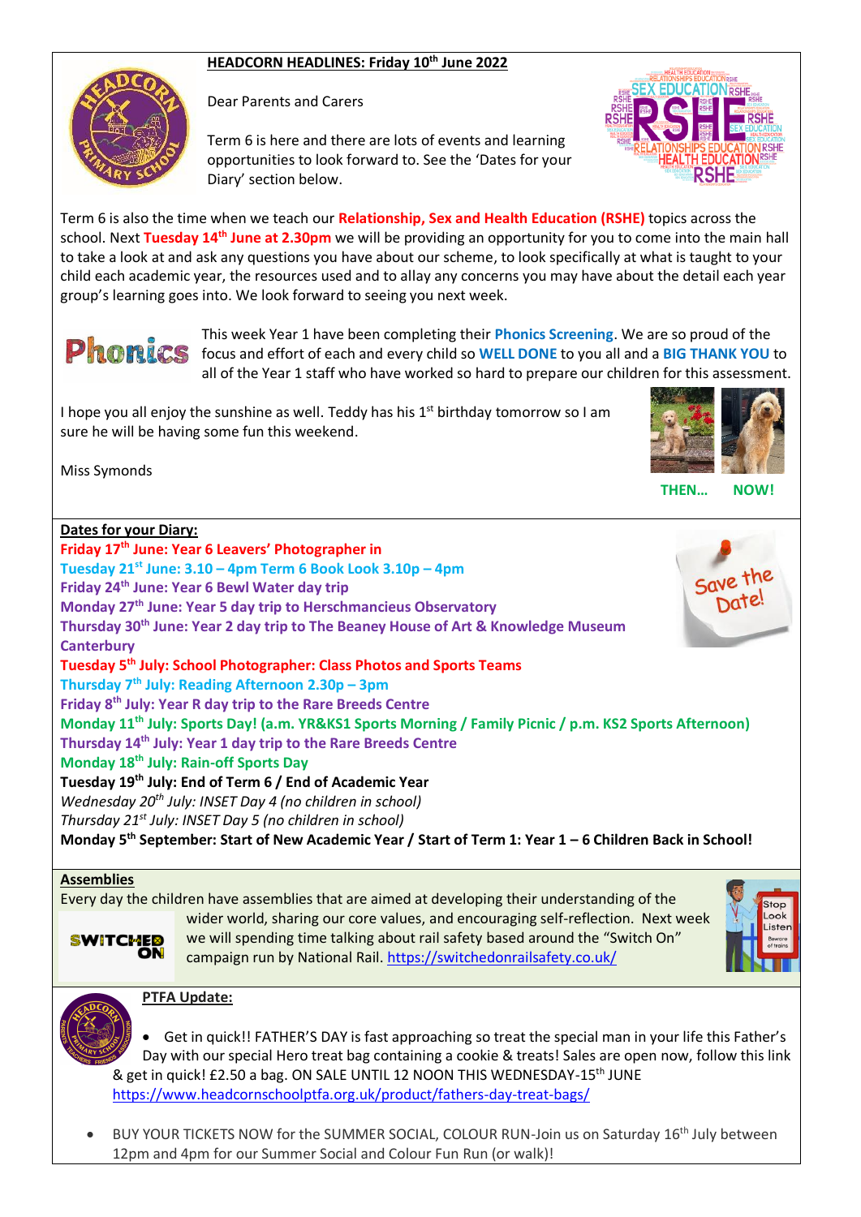## HEADCORN HEADLINES: Friday 10th June 2022

Dear Parents and Carers

Term 6 is here and there are lots of events and learning opportunities to look forward to. See the 'Dates for your Diary' section below.

Term 6 is also the time when we teach our **Relationship, Sex and Health Education (RSHE)** topics across the school. Next **Tuesday 14th June at 2.30pm** we will be providing an opportunity for you to come into the main hall to take a look at and ask any questions you have about our scheme, to look specifically at what is taught to your child each academic year, the resources used and to allay any concerns you may have about the detail each year group's learning goes into. We look forward to seeing you next week.

This week Year 1 have been completing their **Phonics Screening**. We are so proud of the focus and effort of each and every child so **WELL DONE** to you all and a **BIG THANK YOU** to all of the Year 1 staff who have worked so hard to prepare our children for this assessment.

I hope you all enjoy the sunshine as well. Teddy has his 1st birthday tomorrow so I am sure he will be having some fun this weekend.

Miss Symonds

THEN... NOW!

## Dates for your Diary:

**Friday 17th June: Year 6 Leavers' Photographer in**
**Tuesday 21st June: 3.10 – 4pm Term 6 Book Look 3.10p – 4pm**
**Friday 24th June: Year 6 Bewl Water day trip**
**Monday 27th June: Year 5 day trip to Herschmancieus Observatory**
**Thursday 30th June: Year 2 day trip to The Beaney House of Art & Knowledge Museum Canterbury**
**Tuesday 5th July: School Photographer: Class Photos and Sports Teams**
**Thursday 7th July: Reading Afternoon 2.30p – 3pm**
**Friday 8th July: Year R day trip to the Rare Breeds Centre**
**Monday 11th July: Sports Day! (a.m. YR&KS1 Sports Morning / Family Picnic / p.m. KS2 Sports Afternoon)**
**Thursday 14th July: Year 1 day trip to the Rare Breeds Centre**
**Monday 18th July: Rain-off Sports Day**
**Tuesday 19th July: End of Term 6 / End of Academic Year**
*Wednesday 20th July: INSET Day 4 (no children in school)*
*Thursday 21st July: INSET Day 5 (no children in school)*
**Monday 5th September: Start of New Academic Year / Start of Term 1: Year 1 – 6 Children Back in School!**

## Assemblies

Every day the children have assemblies that are aimed at developing their understanding of the wider world, sharing our core values, and encouraging self-reflection. Next week we will spending time talking about rail safety based around the "Switch On" campaign run by National Rail. https://switchedonrailsafety.co.uk/

## PTFA Update:

- Get in quick!! FATHER'S DAY is fast approaching so treat the special man in your life this Father's Day with our special Hero treat bag containing a cookie & treats! Sales are open now, follow this link & get in quick! £2.50 a bag. ON SALE UNTIL 12 NOON THIS WEDNESDAY-15th JUNE https://www.headcornschoolptfa.org.uk/product/fathers-day-treat-bags/

- BUY YOUR TICKETS NOW for the SUMMER SOCIAL, COLOUR RUN-Join us on Saturday 16th July between 12pm and 4pm for our Summer Social and Colour Fun Run (or walk)!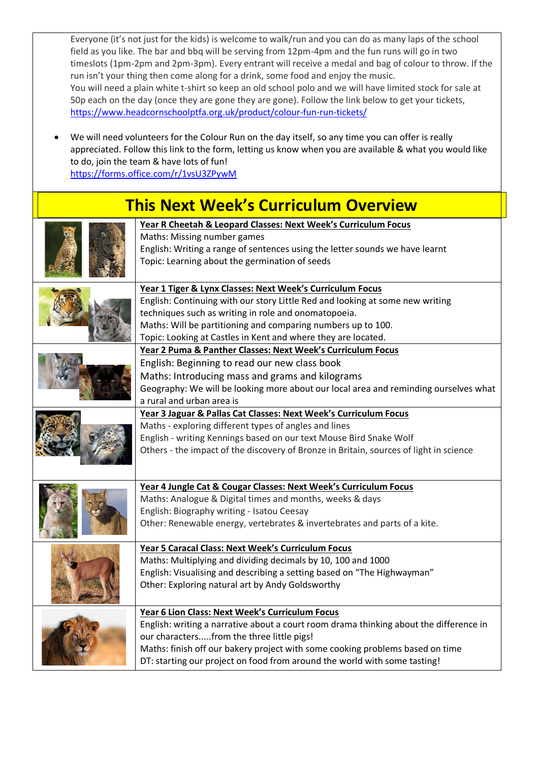Everyone (it's not just for the kids) is welcome to walk/run and you can do as many laps of the school field as you like. The bar and bbq will be serving from 12pm-4pm and the fun runs will go in two timeslots (1pm-2pm and 2pm-3pm). Every entrant will receive a medal and bag of colour to throw. If the run isn't your thing then come along for a drink, some food and enjoy the music.
You will need a plain white t-shirt so keep an old school polo and we will have limited stock for sale at 50p each on the day (once they are gone they are gone). Follow the link below to get your tickets, https://www.headcornschoolptfa.org.uk/product/colour-fun-run-tickets/

- We will need volunteers for the Colour Run on the day itself, so any time you can offer is really appreciated. Follow this link to the form, letting us know when you are available & what you would like to do, join the team & have lots of fun!
  https://forms.office.com/r/1vsU3ZPywM

## This Next Week's Curriculum Overview

**Year R Cheetah & Leopard Classes: Next Week's Curriculum Focus**
Maths: Missing number games
English: Writing a range of sentences using the letter sounds we have learnt
Topic: Learning about the germination of seeds

**Year 1 Tiger & Lynx Classes: Next Week's Curriculum Focus**
English: Continuing with our story Little Red and looking at some new writing techniques such as writing in role and onomatopoeia.
Maths: Will be partitioning and comparing numbers up to 100.
Topic: Looking at Castles in Kent and where they are located.

**Year 2 Puma & Panther Classes: Next Week's Curriculum Focus**
English: Beginning to read our new class book
Maths: Introducing mass and grams and kilograms
Geography: We will be looking more about our local area and reminding ourselves what a rural and urban area is

**Year 3 Jaguar & Pallas Cat Classes: Next Week's Curriculum Focus**
Maths - exploring different types of angles and lines
English - writing Kennings based on our text Mouse Bird Snake Wolf
Others - the impact of the discovery of Bronze in Britain, sources of light in science

**Year 4 Jungle Cat & Cougar Classes: Next Week's Curriculum Focus**
Maths: Analogue & Digital times and months, weeks & days
English: Biography writing - Isatou Ceesay
Other: Renewable energy, vertebrates & invertebrates and parts of a kite.

**Year 5 Caracal Class: Next Week's Curriculum Focus**
Maths: Multiplying and dividing decimals by 10, 100 and 1000
English: Visualising and describing a setting based on "The Highwayman"
Other: Exploring natural art by Andy Goldsworthy

**Year 6 Lion Class: Next Week's Curriculum Focus**
English: writing a narrative about a court room drama thinking about the difference in our characters.....from the three little pigs!
Maths: finish off our bakery project with some cooking problems based on time
DT: starting our project on food from around the world with some tasting!